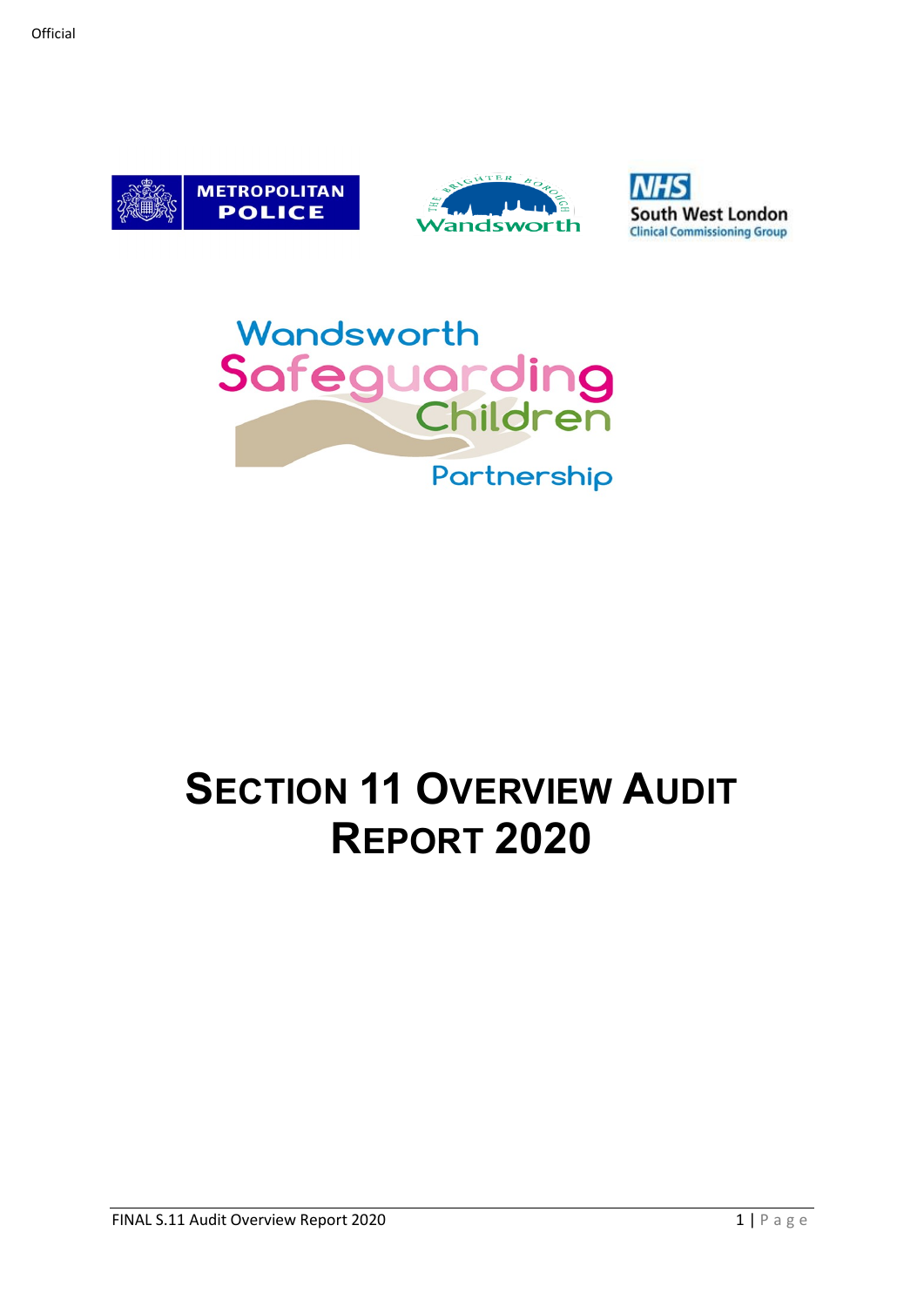Official

Wandsworth Safeguarding Children Partnership

# SECTION 11 OVERVIEW AUDIT REPORT 2020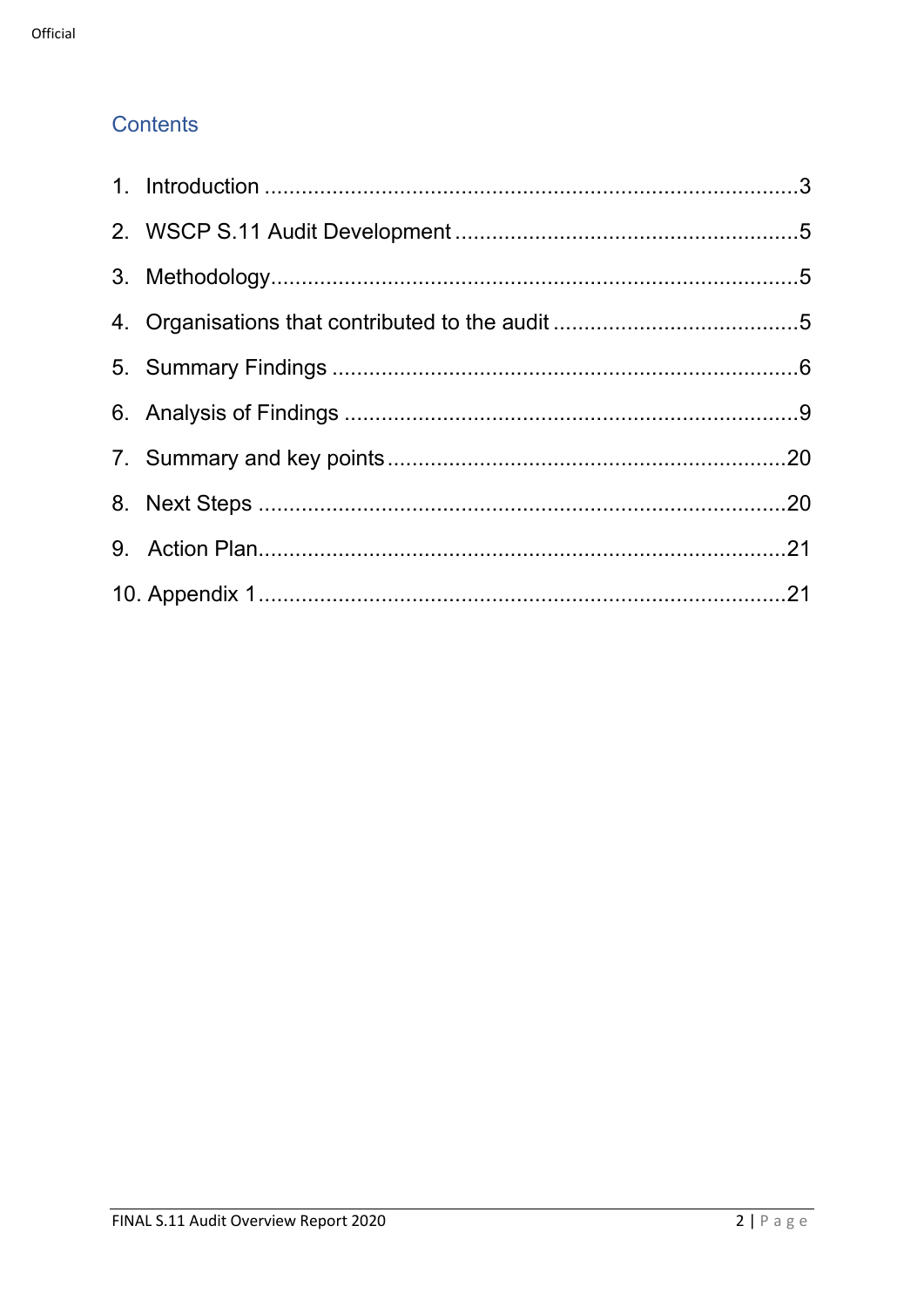## Contents

1. Introduction ......................................................................................3
2. WSCP S.11 Audit Development .......................................................5
3. Methodology.....................................................................................5
4. Organisations that contributed to the audit .......................................5
5. Summary Findings ...........................................................................6
6. Analysis of Findings .........................................................................9
7. Summary and key points ................................................................20
8. Next Steps ......................................................................................20
9. Action Plan......................................................................................21
10. Appendix 1 .....................................................................................21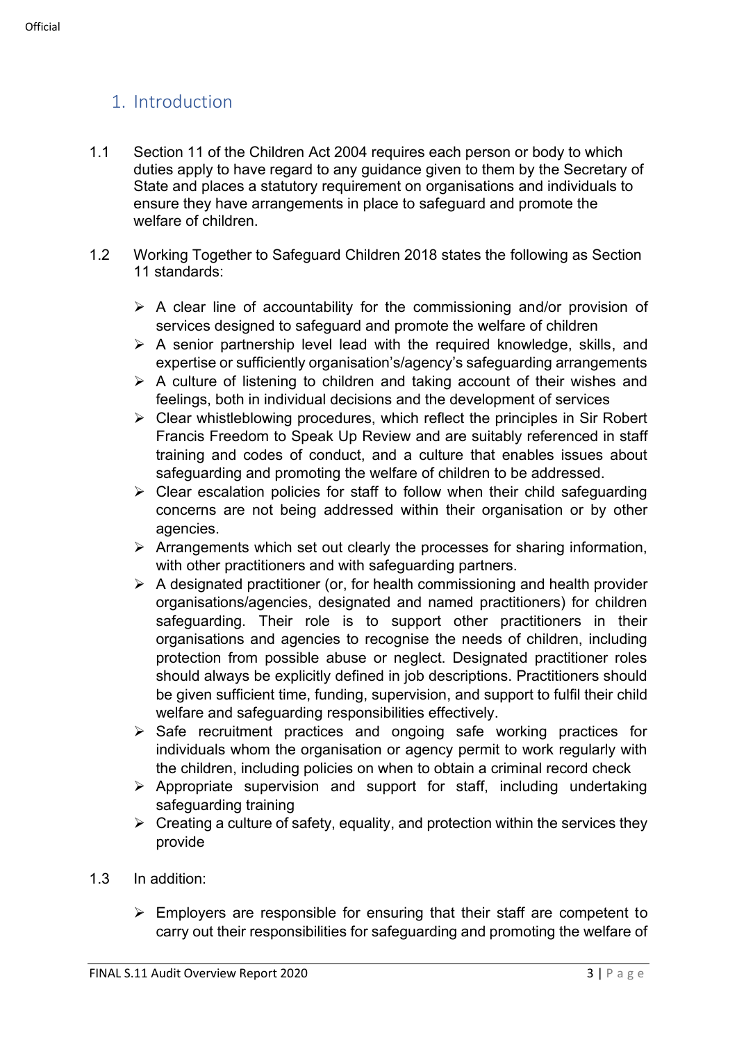## 1. Introduction

1.1 Section 11 of the Children Act 2004 requires each person or body to which duties apply to have regard to any guidance given to them by the Secretary of State and places a statutory requirement on organisations and individuals to ensure they have arrangements in place to safeguard and promote the welfare of children.

1.2 Working Together to Safeguard Children 2018 states the following as Section 11 standards:

- A clear line of accountability for the commissioning and/or provision of services designed to safeguard and promote the welfare of children
- A senior partnership level lead with the required knowledge, skills, and expertise or sufficiently organisation's/agency's safeguarding arrangements
- A culture of listening to children and taking account of their wishes and feelings, both in individual decisions and the development of services
- Clear whistleblowing procedures, which reflect the principles in Sir Robert Francis Freedom to Speak Up Review and are suitably referenced in staff training and codes of conduct, and a culture that enables issues about safeguarding and promoting the welfare of children to be addressed.
- Clear escalation policies for staff to follow when their child safeguarding concerns are not being addressed within their organisation or by other agencies.
- Arrangements which set out clearly the processes for sharing information, with other practitioners and with safeguarding partners.
- A designated practitioner (or, for health commissioning and health provider organisations/agencies, designated and named practitioners) for children safeguarding. Their role is to support other practitioners in their organisations and agencies to recognise the needs of children, including protection from possible abuse or neglect. Designated practitioner roles should always be explicitly defined in job descriptions. Practitioners should be given sufficient time, funding, supervision, and support to fulfil their child welfare and safeguarding responsibilities effectively.
- Safe recruitment practices and ongoing safe working practices for individuals whom the organisation or agency permit to work regularly with the children, including policies on when to obtain a criminal record check
- Appropriate supervision and support for staff, including undertaking safeguarding training
- Creating a culture of safety, equality, and protection within the services they provide

1.3 In addition:

- Employers are responsible for ensuring that their staff are competent to carry out their responsibilities for safeguarding and promoting the welfare of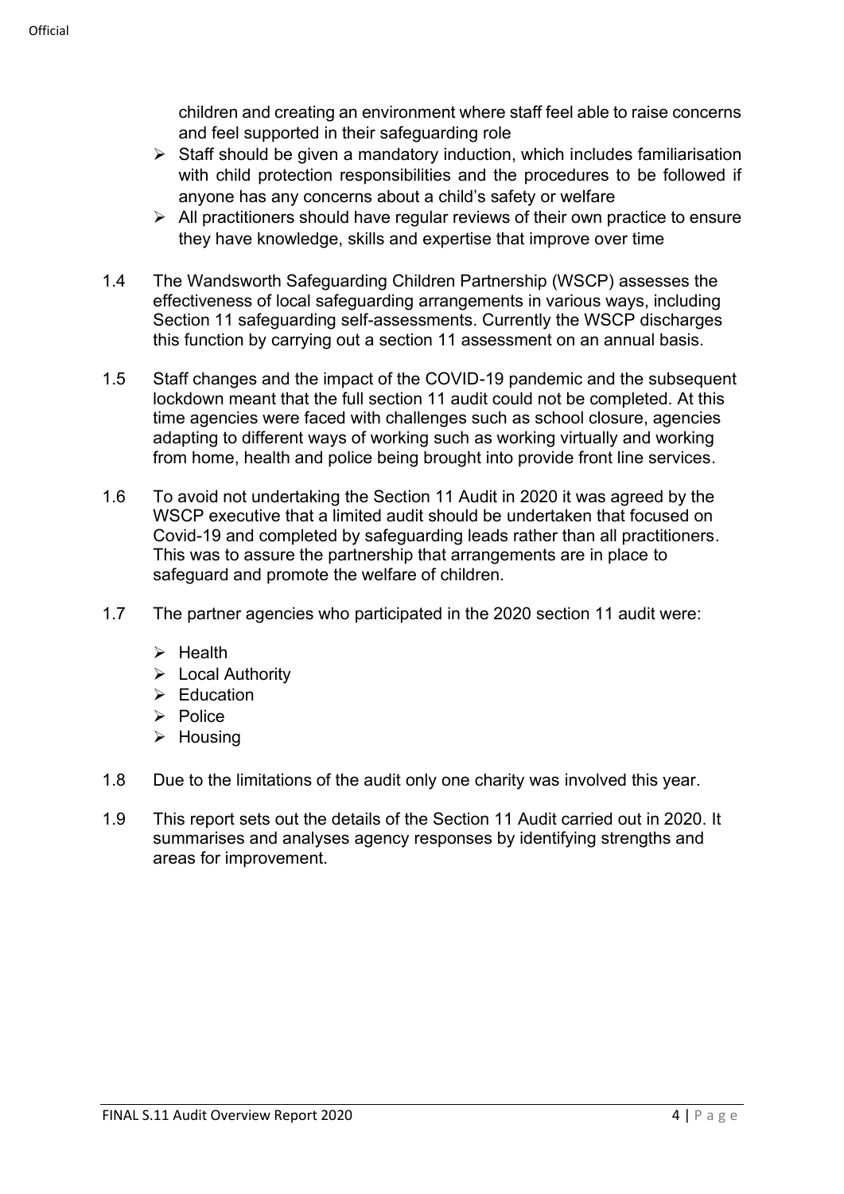children and creating an environment where staff feel able to raise concerns and feel supported in their safeguarding role

- Staff should be given a mandatory induction, which includes familiarisation with child protection responsibilities and the procedures to be followed if anyone has any concerns about a child's safety or welfare
- All practitioners should have regular reviews of their own practice to ensure they have knowledge, skills and expertise that improve over time

1.4 The Wandsworth Safeguarding Children Partnership (WSCP) assesses the effectiveness of local safeguarding arrangements in various ways, including Section 11 safeguarding self-assessments. Currently the WSCP discharges this function by carrying out a section 11 assessment on an annual basis.

1.5 Staff changes and the impact of the COVID-19 pandemic and the subsequent lockdown meant that the full section 11 audit could not be completed. At this time agencies were faced with challenges such as school closure, agencies adapting to different ways of working such as working virtually and working from home, health and police being brought into provide front line services.

1.6 To avoid not undertaking the Section 11 Audit in 2020 it was agreed by the WSCP executive that a limited audit should be undertaken that focused on Covid-19 and completed by safeguarding leads rather than all practitioners. This was to assure the partnership that arrangements are in place to safeguard and promote the welfare of children.

1.7 The partner agencies who participated in the 2020 section 11 audit were:

- Health
- Local Authority
- Education
- Police
- Housing

1.8 Due to the limitations of the audit only one charity was involved this year.

1.9 This report sets out the details of the Section 11 Audit carried out in 2020. It summarises and analyses agency responses by identifying strengths and areas for improvement.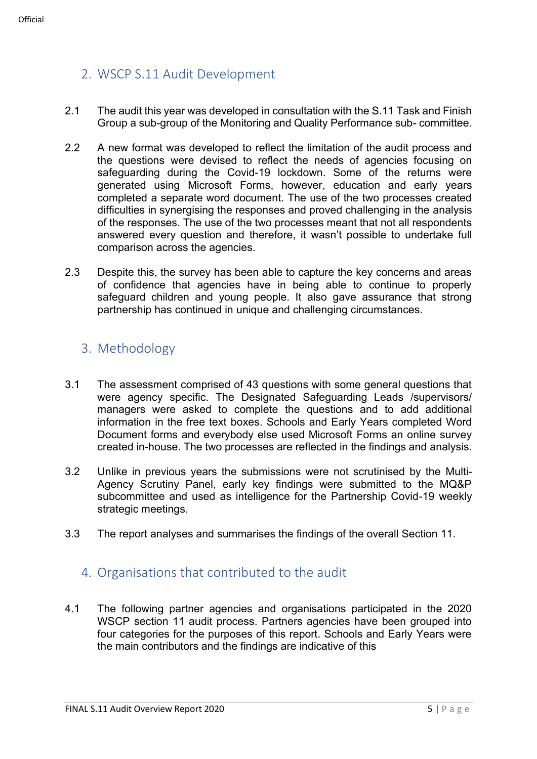## 2. WSCP S.11 Audit Development

2.1 The audit this year was developed in consultation with the S.11 Task and Finish Group a sub-group of the Monitoring and Quality Performance sub- committee.

2.2 A new format was developed to reflect the limitation of the audit process and the questions were devised to reflect the needs of agencies focusing on safeguarding during the Covid-19 lockdown. Some of the returns were generated using Microsoft Forms, however, education and early years completed a separate word document. The use of the two processes created difficulties in synergising the responses and proved challenging in the analysis of the responses. The use of the two processes meant that not all respondents answered every question and therefore, it wasn't possible to undertake full comparison across the agencies.

2.3 Despite this, the survey has been able to capture the key concerns and areas of confidence that agencies have in being able to continue to properly safeguard children and young people. It also gave assurance that strong partnership has continued in unique and challenging circumstances.

## 3. Methodology

3.1 The assessment comprised of 43 questions with some general questions that were agency specific. The Designated Safeguarding Leads /supervisors/ managers were asked to complete the questions and to add additional information in the free text boxes. Schools and Early Years completed Word Document forms and everybody else used Microsoft Forms an online survey created in-house. The two processes are reflected in the findings and analysis.

3.2 Unlike in previous years the submissions were not scrutinised by the Multi-Agency Scrutiny Panel, early key findings were submitted to the MQ&P subcommittee and used as intelligence for the Partnership Covid-19 weekly strategic meetings.

3.3 The report analyses and summarises the findings of the overall Section 11.

## 4. Organisations that contributed to the audit

4.1 The following partner agencies and organisations participated in the 2020 WSCP section 11 audit process. Partners agencies have been grouped into four categories for the purposes of this report. Schools and Early Years were the main contributors and the findings are indicative of this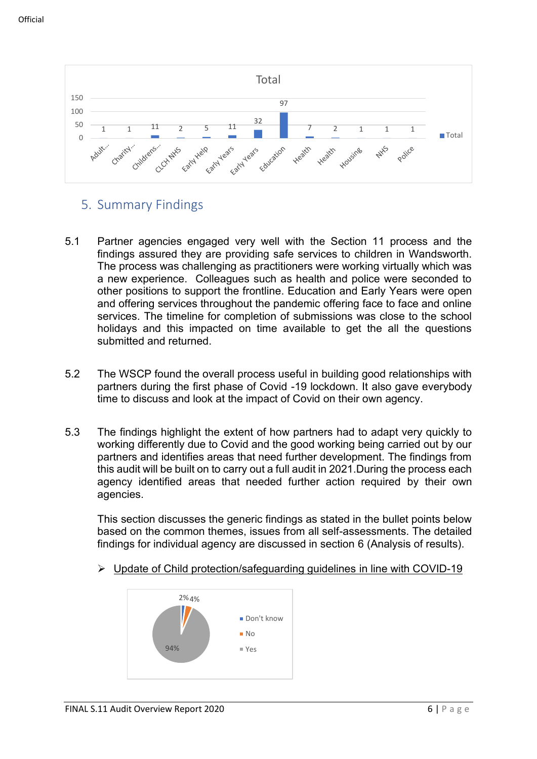Total

| Category | Total |
|---|---|
| Adult... | 1 |
| Charity... | 1 |
| Childrens... | 11 |
| CLCH NHS | 2 |
| Early Help | 5 |
| Early Years | 11 |
| Early Years | 32 |
| Education | 97 |
| Health | 7 |
| Health | 2 |
| Housing | 1 |
| NHS | 1 |
| Police | 1 |

## 5. Summary Findings

5.1 Partner agencies engaged very well with the Section 11 process and the findings assured they are providing safe services to children in Wandsworth. The process was challenging as practitioners were working virtually which was a new experience. Colleagues such as health and police were seconded to other positions to support the frontline. Education and Early Years were open and offering services throughout the pandemic offering face to face and online services. The timeline for completion of submissions was close to the school holidays and this impacted on time available to get the all the questions submitted and returned.

5.2 The WSCP found the overall process useful in building good relationships with partners during the first phase of Covid -19 lockdown. It also gave everybody time to discuss and look at the impact of Covid on their own agency.

5.3 The findings highlight the extent of how partners had to adapt very quickly to working differently due to Covid and the good working being carried out by our partners and identifies areas that need further development. The findings from this audit will be built on to carry out a full audit in 2021.During the process each agency identified areas that needed further action required by their own agencies.

This section discusses the generic findings as stated in the bullet points below based on the common themes, issues from all self-assessments. The detailed findings for individual agency are discussed in section 6 (Analysis of results).

- Update of Child protection/safeguarding guidelines in line with COVID-19

| Response | Percentage |
|---|---|
| Don't know | 2% |
| No | 4% |
| Yes | 94% |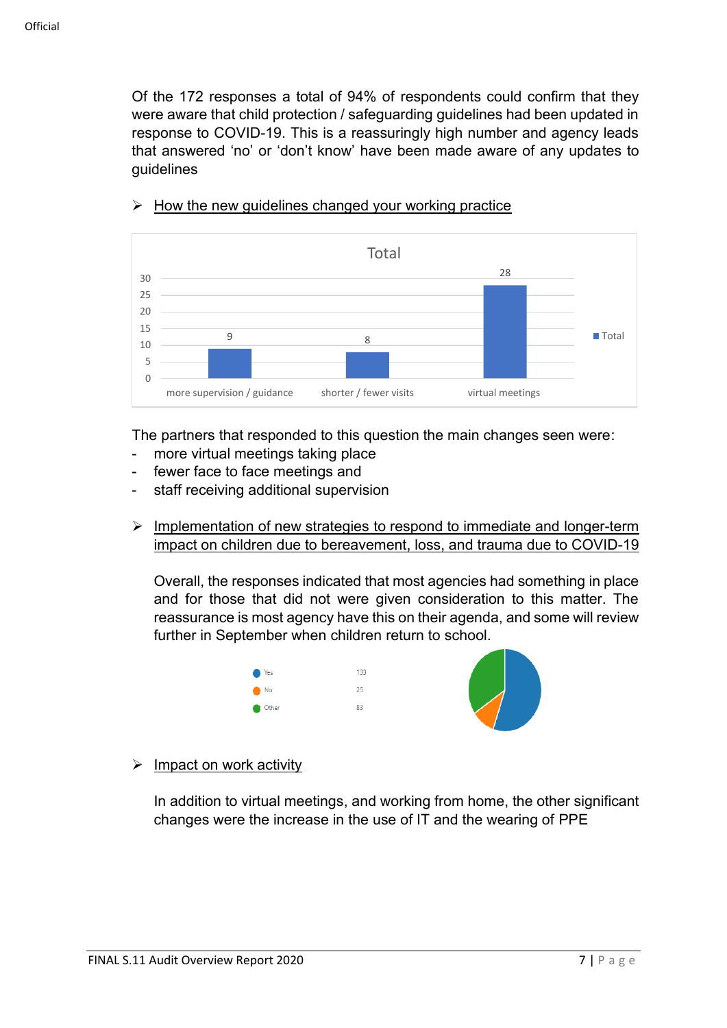Of the 172 responses a total of 94% of respondents could confirm that they were aware that child protection / safeguarding guidelines had been updated in response to COVID-19. This is a reassuringly high number and agency leads that answered 'no' or 'don't know' have been made aware of any updates to guidelines

- How the new guidelines changed your working practice

| | Total |
|---|---|
| more supervision / guidance | 9 |
| shorter / fewer visits | 8 |
| virtual meetings | 28 |

The partners that responded to this question the main changes seen were:

- more virtual meetings taking place
- fewer face to face meetings and
- staff receiving additional supervision

- Implementation of new strategies to respond to immediate and longer-term impact on children due to bereavement, loss, and trauma due to COVID-19

  Overall, the responses indicated that most agencies had something in place and for those that did not were given consideration to this matter. The reassurance is most agency have this on their agenda, and some will review further in September when children return to school.

| | |
|---|---|
| Yes | 133 |
| No | 25 |
| Other | 83 |

- Impact on work activity

  In addition to virtual meetings, and working from home, the other significant changes were the increase in the use of IT and the wearing of PPE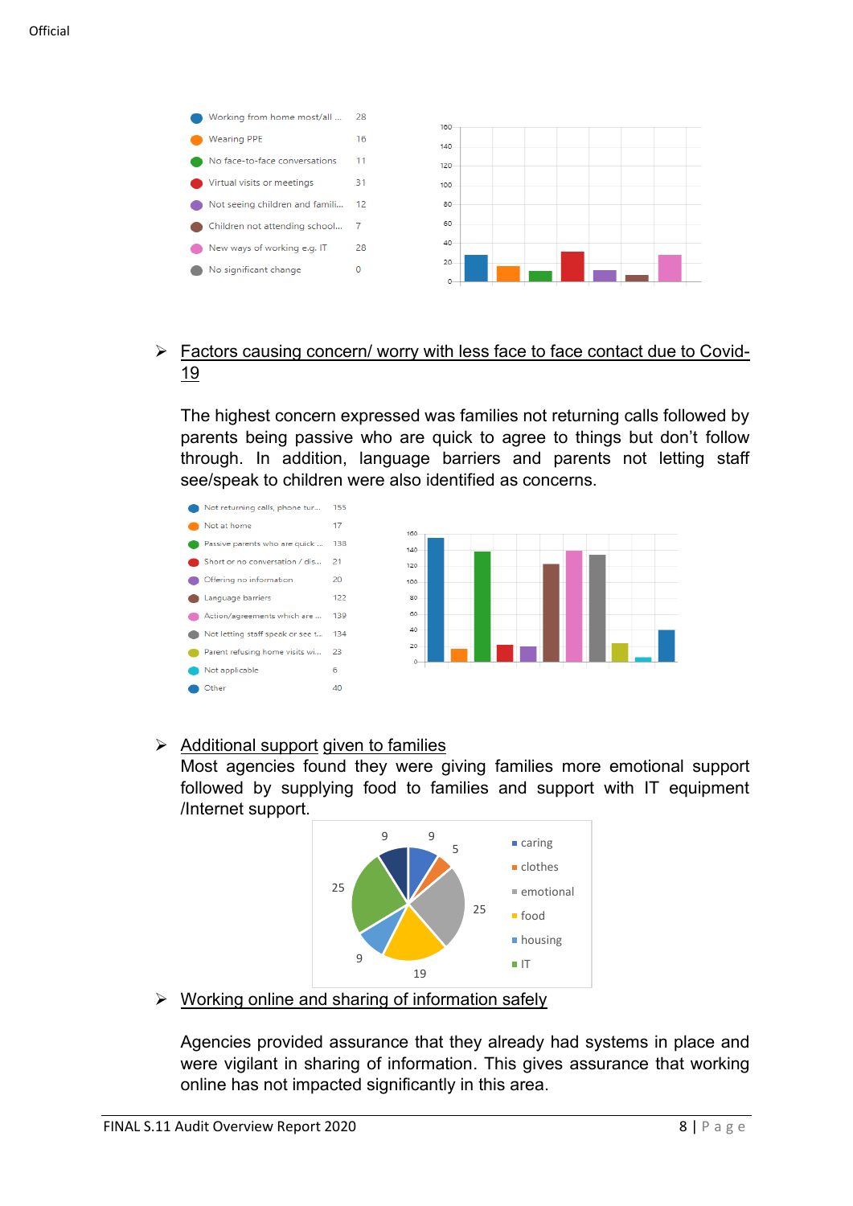| Category | Count |
| --- | --- |
| Working from home most/all ... | 28 |
| Wearing PPE | 16 |
| No face-to-face conversations | 11 |
| Virtual visits or meetings | 31 |
| Not seeing children and famili... | 12 |
| Children not attending school... | 7 |
| New ways of working e.g. IT | 28 |
| No significant change | 0 |

- Factors causing concern/ worry with less face to face contact due to Covid-19

  The highest concern expressed was families not returning calls followed by parents being passive who are quick to agree to things but don't follow through. In addition, language barriers and parents not letting staff see/speak to children were also identified as concerns.

| Category | Count |
| --- | --- |
| Not returning calls, phone tur... | 155 |
| Not at home | 17 |
| Passive parents who are quick ... | 138 |
| Short or no conversation / dis... | 21 |
| Offering no information | 20 |
| Language barriers | 122 |
| Action/agreements which are ... | 139 |
| Not letting staff speak or see t... | 134 |
| Parent refusing home visits wi... | 23 |
| Not applicable | 6 |
| Other | 40 |

- Additional support given to families

  Most agencies found they were giving families more emotional support followed by supplying food to families and support with IT equipment /Internet support.

| Support | Count |
| --- | --- |
| caring | 9 |
| clothes | 5 |
| emotional | 25 |
| food | 19 |
| housing | 9 |
| IT | 25 |
| (unlabelled) | 9 |

- Working online and sharing of information safely

  Agencies provided assurance that they already had systems in place and were vigilant in sharing of information. This gives assurance that working online has not impacted significantly in this area.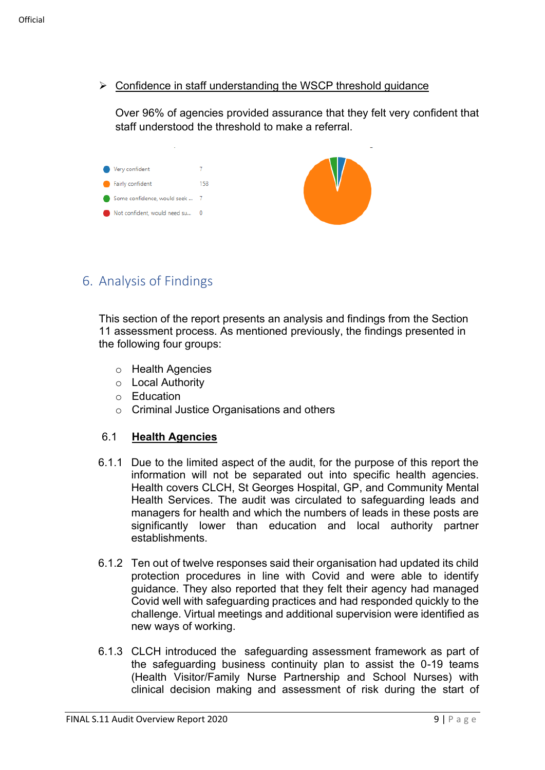- <u>Confidence in staff understanding the WSCP threshold guidance</u>

  Over 96% of agencies provided assurance that they felt very confident that staff understood the threshold to make a referral.

| | |
|---|---|
| Very confident | 7 |
| Fairly confident | 158 |
| Some confidence, would seek ... | 7 |
| Not confident, would need su... | 0 |

## 6. Analysis of Findings

This section of the report presents an analysis and findings from the Section 11 assessment process. As mentioned previously, the findings presented in the following four groups:

- Health Agencies
- Local Authority
- Education
- Criminal Justice Organisations and others

### 6.1 **<u>Health Agencies</u>**

6.1.1 Due to the limited aspect of the audit, for the purpose of this report the information will not be separated out into specific health agencies. Health covers CLCH, St Georges Hospital, GP, and Community Mental Health Services. The audit was circulated to safeguarding leads and managers for health and which the numbers of leads in these posts are significantly lower than education and local authority partner establishments.

6.1.2 Ten out of twelve responses said their organisation had updated its child protection procedures in line with Covid and were able to identify guidance. They also reported that they felt their agency had managed Covid well with safeguarding practices and had responded quickly to the challenge. Virtual meetings and additional supervision were identified as new ways of working.

6.1.3 CLCH introduced the safeguarding assessment framework as part of the safeguarding business continuity plan to assist the 0-19 teams (Health Visitor/Family Nurse Partnership and School Nurses) with clinical decision making and assessment of risk during the start of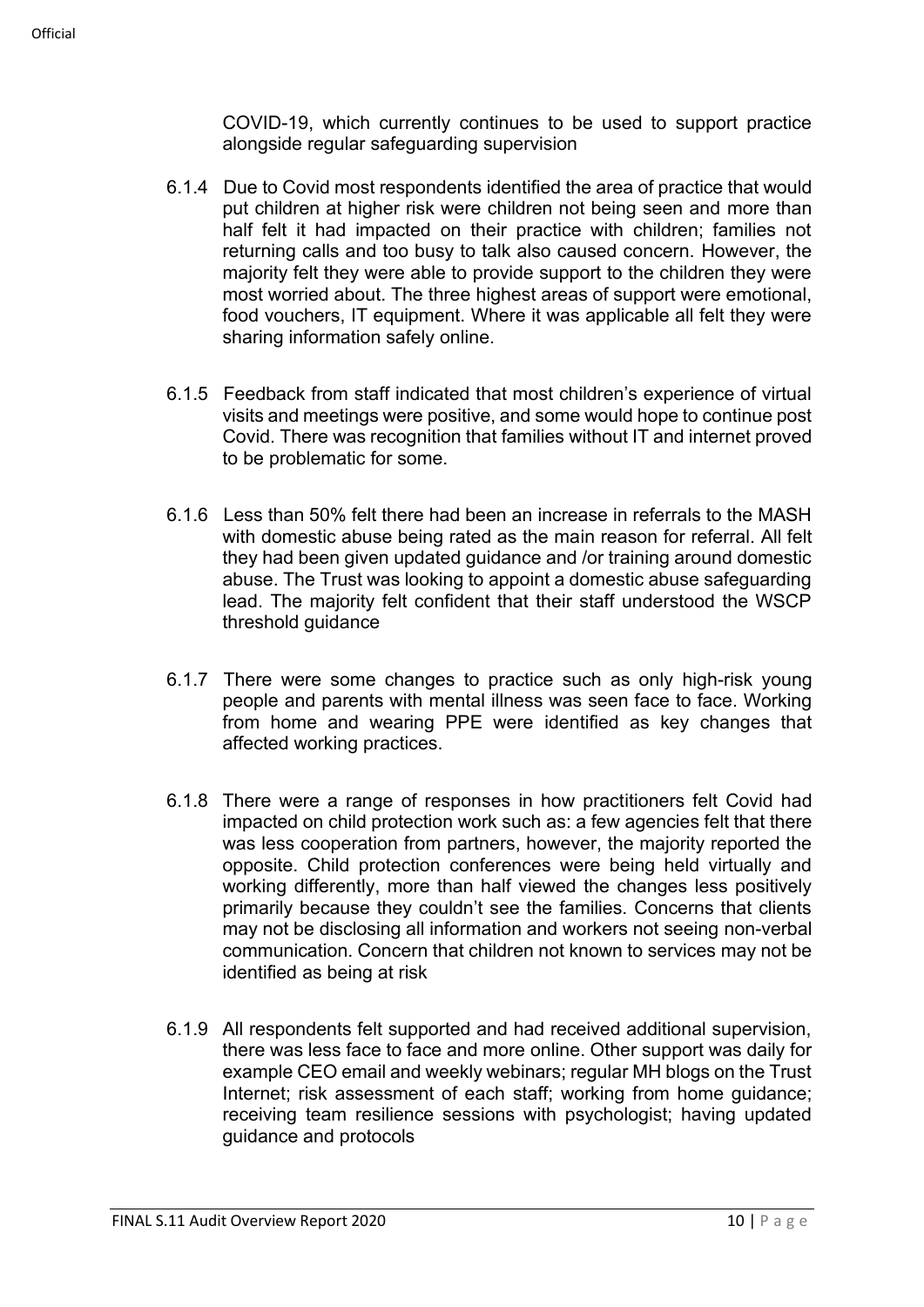COVID-19, which currently continues to be used to support practice alongside regular safeguarding supervision

6.1.4 Due to Covid most respondents identified the area of practice that would put children at higher risk were children not being seen and more than half felt it had impacted on their practice with children; families not returning calls and too busy to talk also caused concern. However, the majority felt they were able to provide support to the children they were most worried about. The three highest areas of support were emotional, food vouchers, IT equipment. Where it was applicable all felt they were sharing information safely online.

6.1.5 Feedback from staff indicated that most children's experience of virtual visits and meetings were positive, and some would hope to continue post Covid. There was recognition that families without IT and internet proved to be problematic for some.

6.1.6 Less than 50% felt there had been an increase in referrals to the MASH with domestic abuse being rated as the main reason for referral. All felt they had been given updated guidance and /or training around domestic abuse. The Trust was looking to appoint a domestic abuse safeguarding lead. The majority felt confident that their staff understood the WSCP threshold guidance

6.1.7 There were some changes to practice such as only high-risk young people and parents with mental illness was seen face to face. Working from home and wearing PPE were identified as key changes that affected working practices.

6.1.8 There were a range of responses in how practitioners felt Covid had impacted on child protection work such as: a few agencies felt that there was less cooperation from partners, however, the majority reported the opposite. Child protection conferences were being held virtually and working differently, more than half viewed the changes less positively primarily because they couldn't see the families. Concerns that clients may not be disclosing all information and workers not seeing non-verbal communication. Concern that children not known to services may not be identified as being at risk

6.1.9 All respondents felt supported and had received additional supervision, there was less face to face and more online. Other support was daily for example CEO email and weekly webinars; regular MH blogs on the Trust Internet; risk assessment of each staff; working from home guidance; receiving team resilience sessions with psychologist; having updated guidance and protocols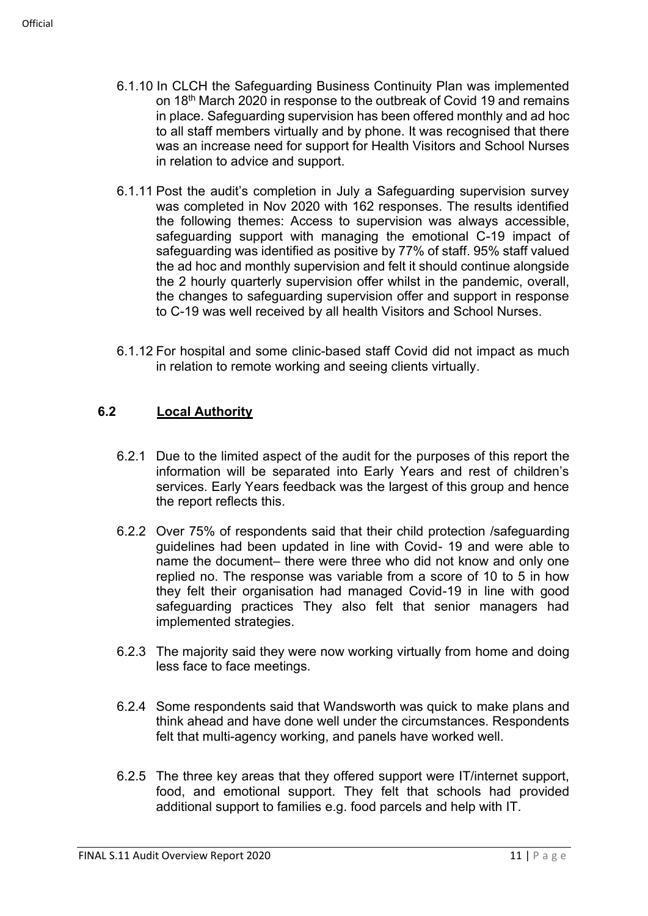6.1.10 In CLCH the Safeguarding Business Continuity Plan was implemented on 18th March 2020 in response to the outbreak of Covid 19 and remains in place. Safeguarding supervision has been offered monthly and ad hoc to all staff members virtually and by phone. It was recognised that there was an increase need for support for Health Visitors and School Nurses in relation to advice and support.

6.1.11 Post the audit's completion in July a Safeguarding supervision survey was completed in Nov 2020 with 162 responses. The results identified the following themes: Access to supervision was always accessible, safeguarding support with managing the emotional C-19 impact of safeguarding was identified as positive by 77% of staff. 95% staff valued the ad hoc and monthly supervision and felt it should continue alongside the 2 hourly quarterly supervision offer whilst in the pandemic, overall, the changes to safeguarding supervision offer and support in response to C-19 was well received by all health Visitors and School Nurses.

6.1.12 For hospital and some clinic-based staff Covid did not impact as much in relation to remote working and seeing clients virtually.

## 6.2 Local Authority

6.2.1 Due to the limited aspect of the audit for the purposes of this report the information will be separated into Early Years and rest of children's services. Early Years feedback was the largest of this group and hence the report reflects this.

6.2.2 Over 75% of respondents said that their child protection /safeguarding guidelines had been updated in line with Covid- 19 and were able to name the document– there were three who did not know and only one replied no. The response was variable from a score of 10 to 5 in how they felt their organisation had managed Covid-19 in line with good safeguarding practices They also felt that senior managers had implemented strategies.

6.2.3 The majority said they were now working virtually from home and doing less face to face meetings.

6.2.4 Some respondents said that Wandsworth was quick to make plans and think ahead and have done well under the circumstances. Respondents felt that multi-agency working, and panels have worked well.

6.2.5 The three key areas that they offered support were IT/internet support, food, and emotional support. They felt that schools had provided additional support to families e.g. food parcels and help with IT.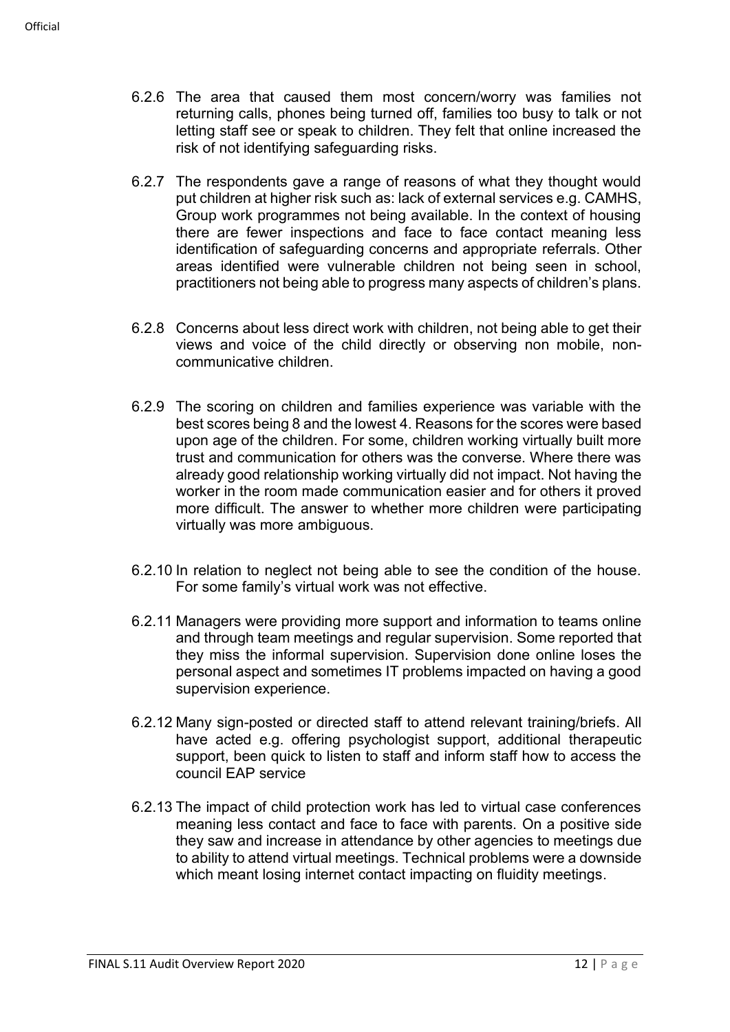6.2.6 The area that caused them most concern/worry was families not returning calls, phones being turned off, families too busy to talk or not letting staff see or speak to children. They felt that online increased the risk of not identifying safeguarding risks.

6.2.7 The respondents gave a range of reasons of what they thought would put children at higher risk such as: lack of external services e.g. CAMHS, Group work programmes not being available. In the context of housing there are fewer inspections and face to face contact meaning less identification of safeguarding concerns and appropriate referrals. Other areas identified were vulnerable children not being seen in school, practitioners not being able to progress many aspects of children's plans.

6.2.8 Concerns about less direct work with children, not being able to get their views and voice of the child directly or observing non mobile, non-communicative children.

6.2.9 The scoring on children and families experience was variable with the best scores being 8 and the lowest 4. Reasons for the scores were based upon age of the children. For some, children working virtually built more trust and communication for others was the converse. Where there was already good relationship working virtually did not impact. Not having the worker in the room made communication easier and for others it proved more difficult. The answer to whether more children were participating virtually was more ambiguous.

6.2.10 In relation to neglect not being able to see the condition of the house. For some family's virtual work was not effective.

6.2.11 Managers were providing more support and information to teams online and through team meetings and regular supervision. Some reported that they miss the informal supervision. Supervision done online loses the personal aspect and sometimes IT problems impacted on having a good supervision experience.

6.2.12 Many sign-posted or directed staff to attend relevant training/briefs. All have acted e.g. offering psychologist support, additional therapeutic support, been quick to listen to staff and inform staff how to access the council EAP service

6.2.13 The impact of child protection work has led to virtual case conferences meaning less contact and face to face with parents. On a positive side they saw and increase in attendance by other agencies to meetings due to ability to attend virtual meetings. Technical problems were a downside which meant losing internet contact impacting on fluidity meetings.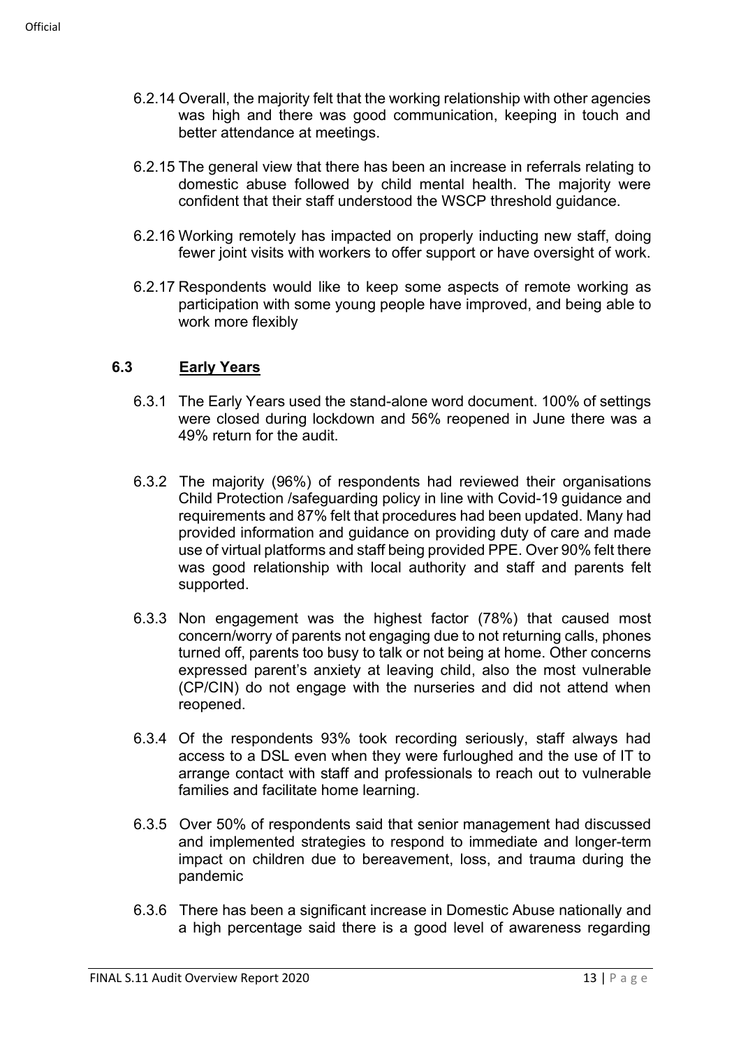6.2.14 Overall, the majority felt that the working relationship with other agencies was high and there was good communication, keeping in touch and better attendance at meetings.

6.2.15 The general view that there has been an increase in referrals relating to domestic abuse followed by child mental health. The majority were confident that their staff understood the WSCP threshold guidance.

6.2.16 Working remotely has impacted on properly inducting new staff, doing fewer joint visits with workers to offer support or have oversight of work.

6.2.17 Respondents would like to keep some aspects of remote working as participation with some young people have improved, and being able to work more flexibly

## 6.3 Early Years

6.3.1 The Early Years used the stand-alone word document. 100% of settings were closed during lockdown and 56% reopened in June there was a 49% return for the audit.

6.3.2 The majority (96%) of respondents had reviewed their organisations Child Protection /safeguarding policy in line with Covid-19 guidance and requirements and 87% felt that procedures had been updated. Many had provided information and guidance on providing duty of care and made use of virtual platforms and staff being provided PPE. Over 90% felt there was good relationship with local authority and staff and parents felt supported.

6.3.3 Non engagement was the highest factor (78%) that caused most concern/worry of parents not engaging due to not returning calls, phones turned off, parents too busy to talk or not being at home. Other concerns expressed parent's anxiety at leaving child, also the most vulnerable (CP/CIN) do not engage with the nurseries and did not attend when reopened.

6.3.4 Of the respondents 93% took recording seriously, staff always had access to a DSL even when they were furloughed and the use of IT to arrange contact with staff and professionals to reach out to vulnerable families and facilitate home learning.

6.3.5 Over 50% of respondents said that senior management had discussed and implemented strategies to respond to immediate and longer-term impact on children due to bereavement, loss, and trauma during the pandemic

6.3.6 There has been a significant increase in Domestic Abuse nationally and a high percentage said there is a good level of awareness regarding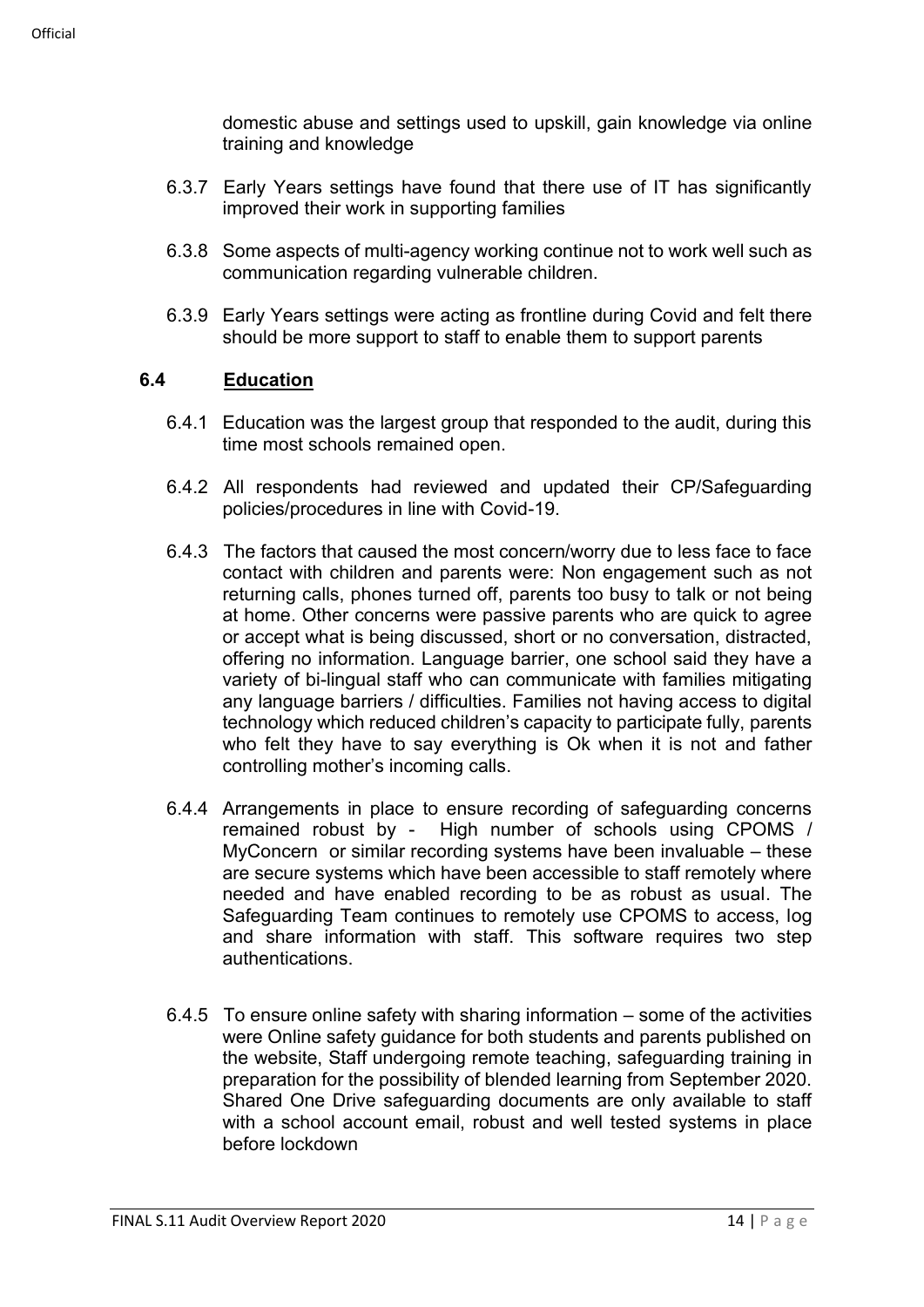domestic abuse and settings used to upskill, gain knowledge via online training and knowledge

6.3.7 Early Years settings have found that there use of IT has significantly improved their work in supporting families

6.3.8 Some aspects of multi-agency working continue not to work well such as communication regarding vulnerable children.

6.3.9 Early Years settings were acting as frontline during Covid and felt there should be more support to staff to enable them to support parents

## 6.4 Education

6.4.1 Education was the largest group that responded to the audit, during this time most schools remained open.

6.4.2 All respondents had reviewed and updated their CP/Safeguarding policies/procedures in line with Covid-19.

6.4.3 The factors that caused the most concern/worry due to less face to face contact with children and parents were: Non engagement such as not returning calls, phones turned off, parents too busy to talk or not being at home. Other concerns were passive parents who are quick to agree or accept what is being discussed, short or no conversation, distracted, offering no information. Language barrier, one school said they have a variety of bi-lingual staff who can communicate with families mitigating any language barriers / difficulties. Families not having access to digital technology which reduced children's capacity to participate fully, parents who felt they have to say everything is Ok when it is not and father controlling mother's incoming calls.

6.4.4 Arrangements in place to ensure recording of safeguarding concerns remained robust by - High number of schools using CPOMS / MyConcern or similar recording systems have been invaluable – these are secure systems which have been accessible to staff remotely where needed and have enabled recording to be as robust as usual. The Safeguarding Team continues to remotely use CPOMS to access, log and share information with staff. This software requires two step authentications.

6.4.5 To ensure online safety with sharing information – some of the activities were Online safety guidance for both students and parents published on the website, Staff undergoing remote teaching, safeguarding training in preparation for the possibility of blended learning from September 2020. Shared One Drive safeguarding documents are only available to staff with a school account email, robust and well tested systems in place before lockdown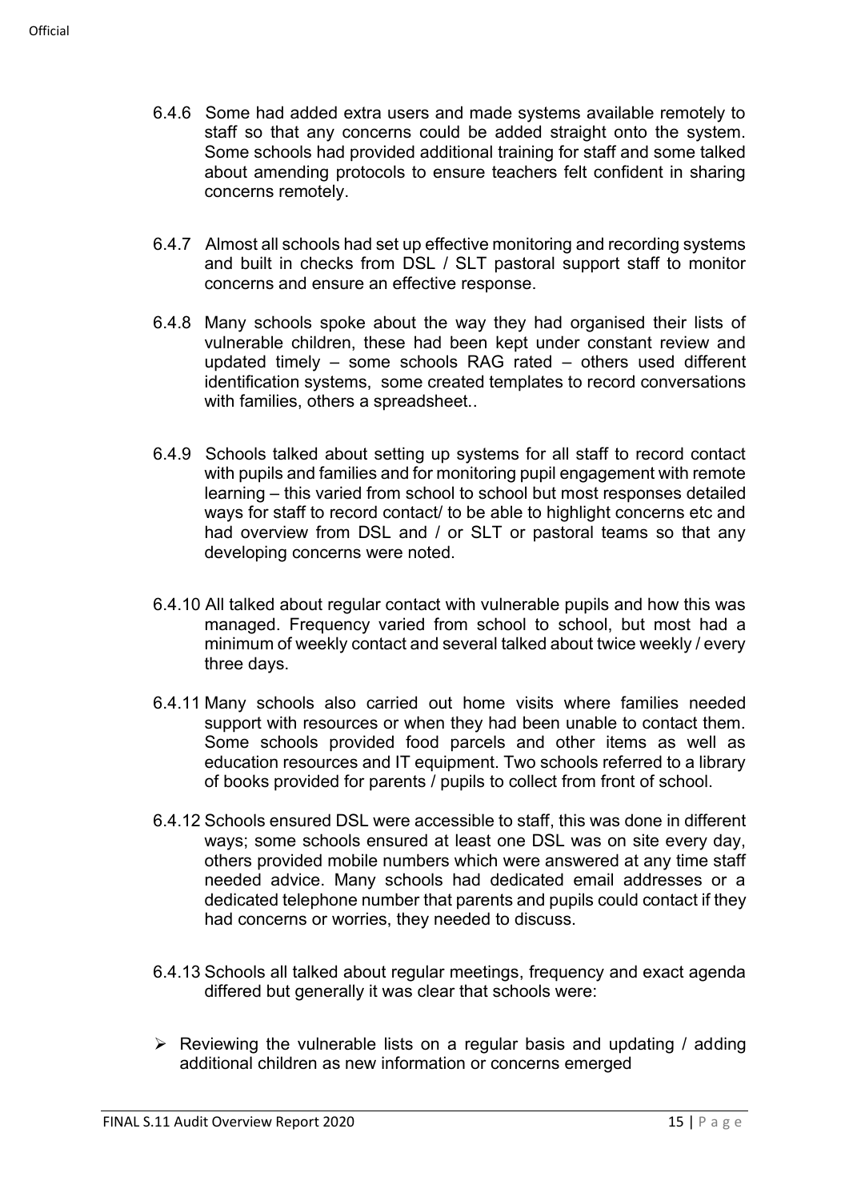6.4.6 Some had added extra users and made systems available remotely to staff so that any concerns could be added straight onto the system. Some schools had provided additional training for staff and some talked about amending protocols to ensure teachers felt confident in sharing concerns remotely.

6.4.7 Almost all schools had set up effective monitoring and recording systems and built in checks from DSL / SLT pastoral support staff to monitor concerns and ensure an effective response.

6.4.8 Many schools spoke about the way they had organised their lists of vulnerable children, these had been kept under constant review and updated timely – some schools RAG rated – others used different identification systems, some created templates to record conversations with families, others a spreadsheet..

6.4.9 Schools talked about setting up systems for all staff to record contact with pupils and families and for monitoring pupil engagement with remote learning – this varied from school to school but most responses detailed ways for staff to record contact/ to be able to highlight concerns etc and had overview from DSL and / or SLT or pastoral teams so that any developing concerns were noted.

6.4.10 All talked about regular contact with vulnerable pupils and how this was managed. Frequency varied from school to school, but most had a minimum of weekly contact and several talked about twice weekly / every three days.

6.4.11 Many schools also carried out home visits where families needed support with resources or when they had been unable to contact them. Some schools provided food parcels and other items as well as education resources and IT equipment. Two schools referred to a library of books provided for parents / pupils to collect from front of school.

6.4.12 Schools ensured DSL were accessible to staff, this was done in different ways; some schools ensured at least one DSL was on site every day, others provided mobile numbers which were answered at any time staff needed advice. Many schools had dedicated email addresses or a dedicated telephone number that parents and pupils could contact if they had concerns or worries, they needed to discuss.

6.4.13 Schools all talked about regular meetings, frequency and exact agenda differed but generally it was clear that schools were:

- Reviewing the vulnerable lists on a regular basis and updating / adding additional children as new information or concerns emerged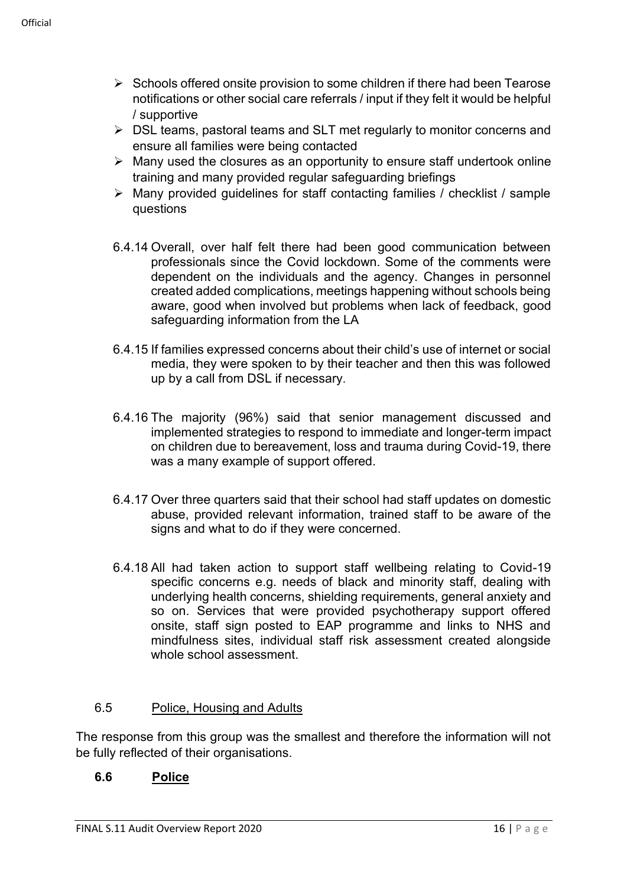- Schools offered onsite provision to some children if there had been Tearose notifications or other social care referrals / input if they felt it would be helpful / supportive
- DSL teams, pastoral teams and SLT met regularly to monitor concerns and ensure all families were being contacted
- Many used the closures as an opportunity to ensure staff undertook online training and many provided regular safeguarding briefings
- Many provided guidelines for staff contacting families / checklist / sample questions

6.4.14 Overall, over half felt there had been good communication between professionals since the Covid lockdown. Some of the comments were dependent on the individuals and the agency. Changes in personnel created added complications, meetings happening without schools being aware, good when involved but problems when lack of feedback, good safeguarding information from the LA

6.4.15 If families expressed concerns about their child's use of internet or social media, they were spoken to by their teacher and then this was followed up by a call from DSL if necessary.

6.4.16 The majority (96%) said that senior management discussed and implemented strategies to respond to immediate and longer-term impact on children due to bereavement, loss and trauma during Covid-19, there was a many example of support offered.

6.4.17 Over three quarters said that their school had staff updates on domestic abuse, provided relevant information, trained staff to be aware of the signs and what to do if they were concerned.

6.4.18 All had taken action to support staff wellbeing relating to Covid-19 specific concerns e.g. needs of black and minority staff, dealing with underlying health concerns, shielding requirements, general anxiety and so on. Services that were provided psychotherapy support offered onsite, staff sign posted to EAP programme and links to NHS and mindfulness sites, individual staff risk assessment created alongside whole school assessment.

## 6.5 Police, Housing and Adults

The response from this group was the smallest and therefore the information will not be fully reflected of their organisations.

## 6.6 Police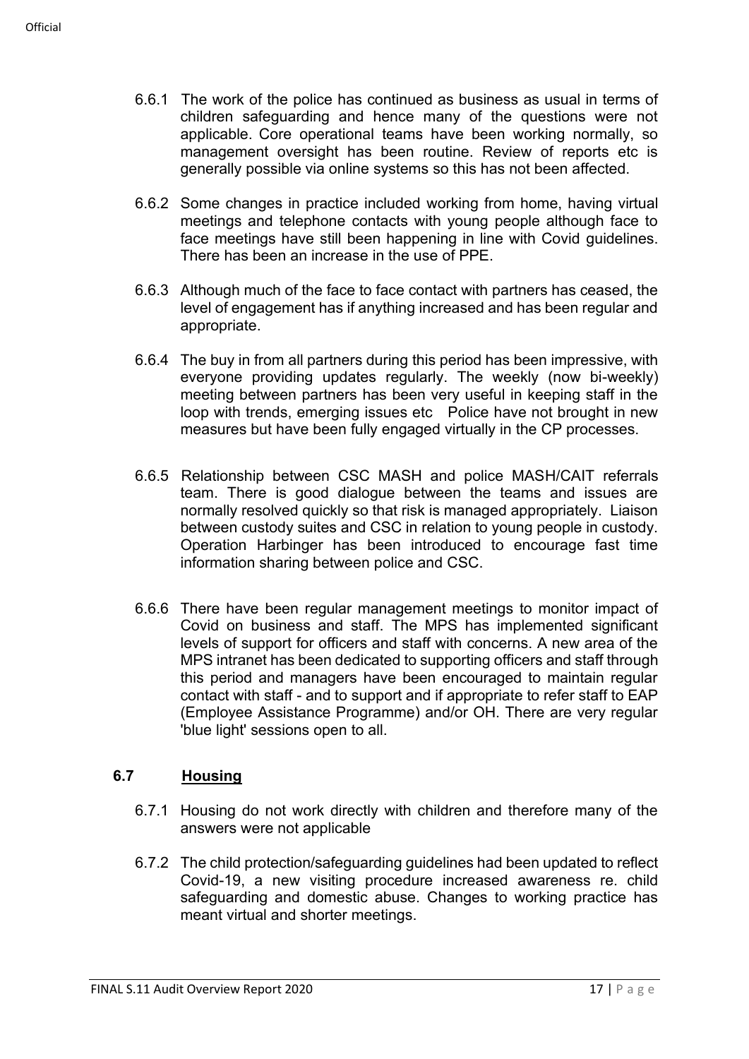6.6.1 The work of the police has continued as business as usual in terms of children safeguarding and hence many of the questions were not applicable. Core operational teams have been working normally, so management oversight has been routine. Review of reports etc is generally possible via online systems so this has not been affected.

6.6.2 Some changes in practice included working from home, having virtual meetings and telephone contacts with young people although face to face meetings have still been happening in line with Covid guidelines. There has been an increase in the use of PPE.

6.6.3 Although much of the face to face contact with partners has ceased, the level of engagement has if anything increased and has been regular and appropriate.

6.6.4 The buy in from all partners during this period has been impressive, with everyone providing updates regularly. The weekly (now bi-weekly) meeting between partners has been very useful in keeping staff in the loop with trends, emerging issues etc  Police have not brought in new measures but have been fully engaged virtually in the CP processes.

6.6.5 Relationship between CSC MASH and police MASH/CAIT referrals team. There is good dialogue between the teams and issues are normally resolved quickly so that risk is managed appropriately. Liaison between custody suites and CSC in relation to young people in custody. Operation Harbinger has been introduced to encourage fast time information sharing between police and CSC.

6.6.6 There have been regular management meetings to monitor impact of Covid on business and staff. The MPS has implemented significant levels of support for officers and staff with concerns. A new area of the MPS intranet has been dedicated to supporting officers and staff through this period and managers have been encouraged to maintain regular contact with staff - and to support and if appropriate to refer staff to EAP (Employee Assistance Programme) and/or OH. There are very regular 'blue light' sessions open to all.

### 6.7 Housing

6.7.1 Housing do not work directly with children and therefore many of the answers were not applicable

6.7.2 The child protection/safeguarding guidelines had been updated to reflect Covid-19, a new visiting procedure increased awareness re. child safeguarding and domestic abuse. Changes to working practice has meant virtual and shorter meetings.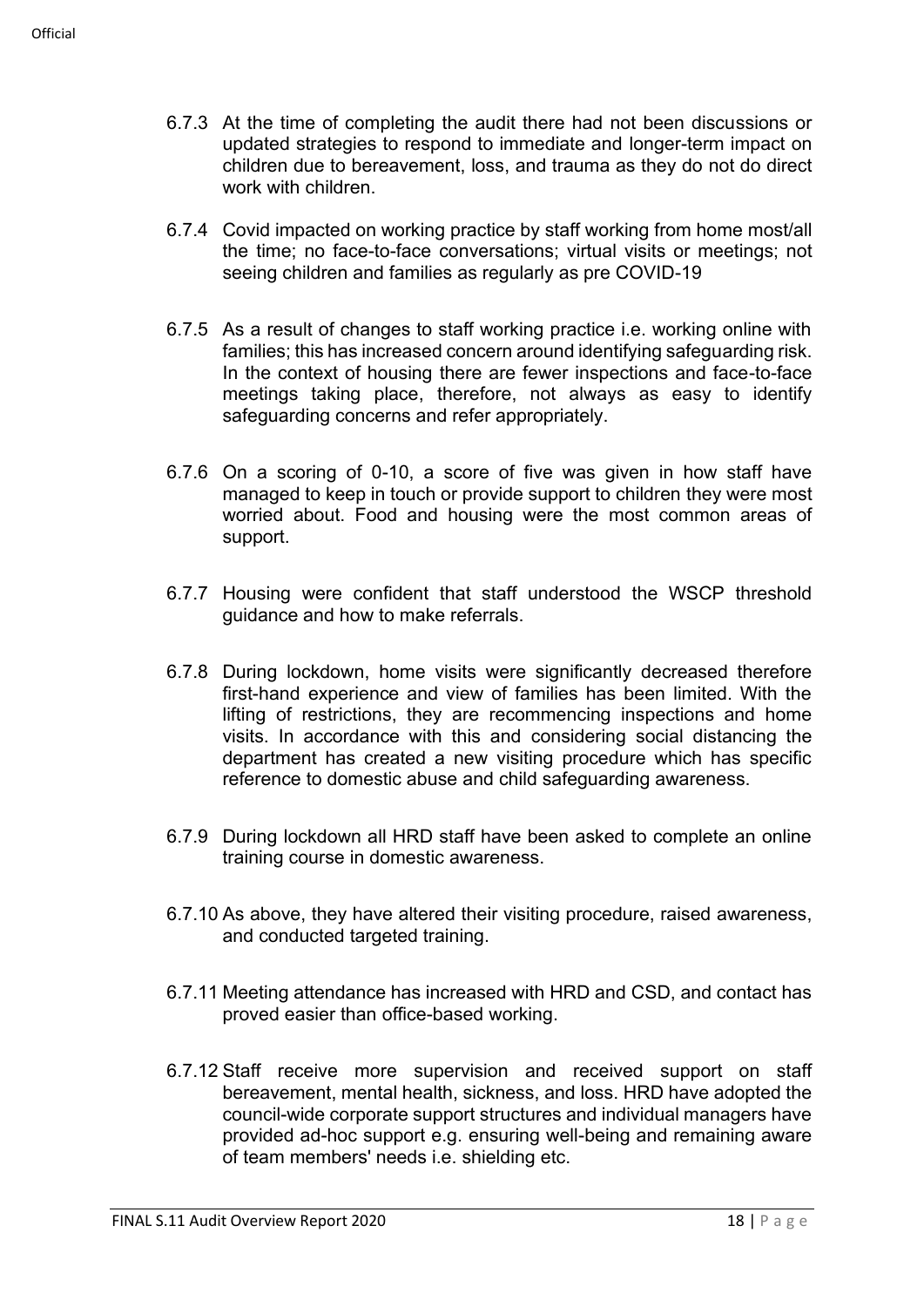6.7.3 At the time of completing the audit there had not been discussions or updated strategies to respond to immediate and longer-term impact on children due to bereavement, loss, and trauma as they do not do direct work with children.

6.7.4 Covid impacted on working practice by staff working from home most/all the time; no face-to-face conversations; virtual visits or meetings; not seeing children and families as regularly as pre COVID-19

6.7.5 As a result of changes to staff working practice i.e. working online with families; this has increased concern around identifying safeguarding risk. In the context of housing there are fewer inspections and face-to-face meetings taking place, therefore, not always as easy to identify safeguarding concerns and refer appropriately.

6.7.6 On a scoring of 0-10, a score of five was given in how staff have managed to keep in touch or provide support to children they were most worried about. Food and housing were the most common areas of support.

6.7.7 Housing were confident that staff understood the WSCP threshold guidance and how to make referrals.

6.7.8 During lockdown, home visits were significantly decreased therefore first-hand experience and view of families has been limited. With the lifting of restrictions, they are recommencing inspections and home visits. In accordance with this and considering social distancing the department has created a new visiting procedure which has specific reference to domestic abuse and child safeguarding awareness.

6.7.9 During lockdown all HRD staff have been asked to complete an online training course in domestic awareness.

6.7.10 As above, they have altered their visiting procedure, raised awareness, and conducted targeted training.

6.7.11 Meeting attendance has increased with HRD and CSD, and contact has proved easier than office-based working.

6.7.12 Staff receive more supervision and received support on staff bereavement, mental health, sickness, and loss. HRD have adopted the council-wide corporate support structures and individual managers have provided ad-hoc support e.g. ensuring well-being and remaining aware of team members' needs i.e. shielding etc.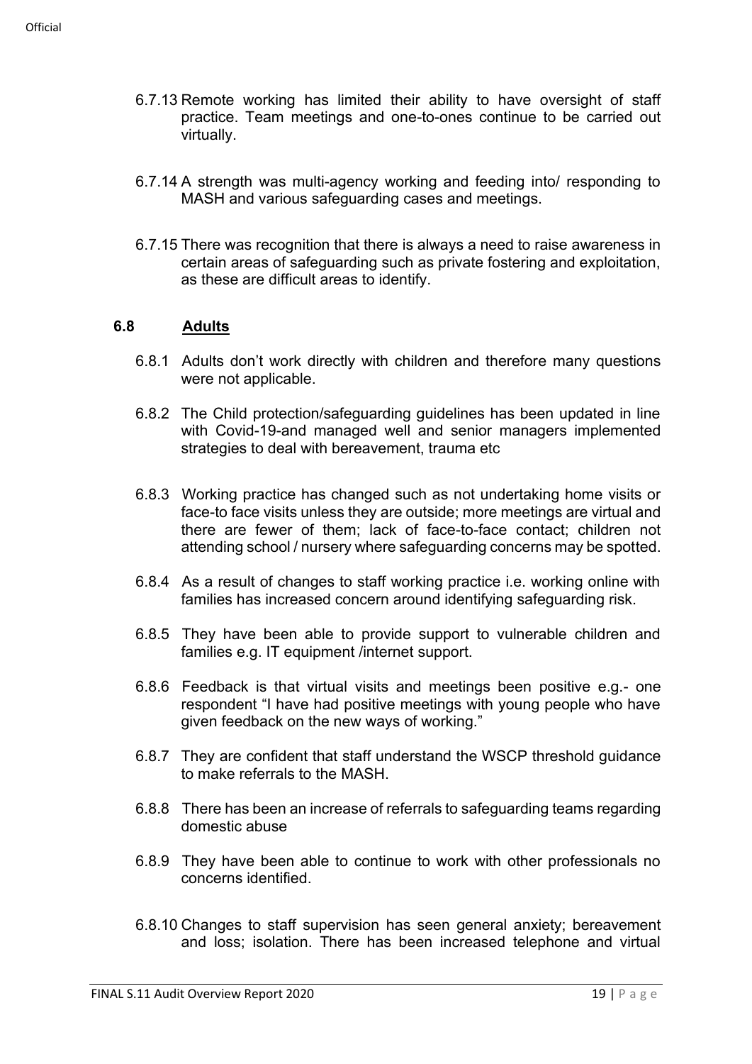6.7.13 Remote working has limited their ability to have oversight of staff practice. Team meetings and one-to-ones continue to be carried out virtually.

6.7.14 A strength was multi-agency working and feeding into/ responding to MASH and various safeguarding cases and meetings.

6.7.15 There was recognition that there is always a need to raise awareness in certain areas of safeguarding such as private fostering and exploitation, as these are difficult areas to identify.

## 6.8 Adults

6.8.1 Adults don't work directly with children and therefore many questions were not applicable.

6.8.2 The Child protection/safeguarding guidelines has been updated in line with Covid-19-and managed well and senior managers implemented strategies to deal with bereavement, trauma etc

6.8.3 Working practice has changed such as not undertaking home visits or face-to face visits unless they are outside; more meetings are virtual and there are fewer of them; lack of face-to-face contact; children not attending school / nursery where safeguarding concerns may be spotted.

6.8.4 As a result of changes to staff working practice i.e. working online with families has increased concern around identifying safeguarding risk.

6.8.5 They have been able to provide support to vulnerable children and families e.g. IT equipment /internet support.

6.8.6 Feedback is that virtual visits and meetings been positive e.g.- one respondent "I have had positive meetings with young people who have given feedback on the new ways of working."

6.8.7 They are confident that staff understand the WSCP threshold guidance to make referrals to the MASH.

6.8.8 There has been an increase of referrals to safeguarding teams regarding domestic abuse

6.8.9 They have been able to continue to work with other professionals no concerns identified.

6.8.10 Changes to staff supervision has seen general anxiety; bereavement and loss; isolation. There has been increased telephone and virtual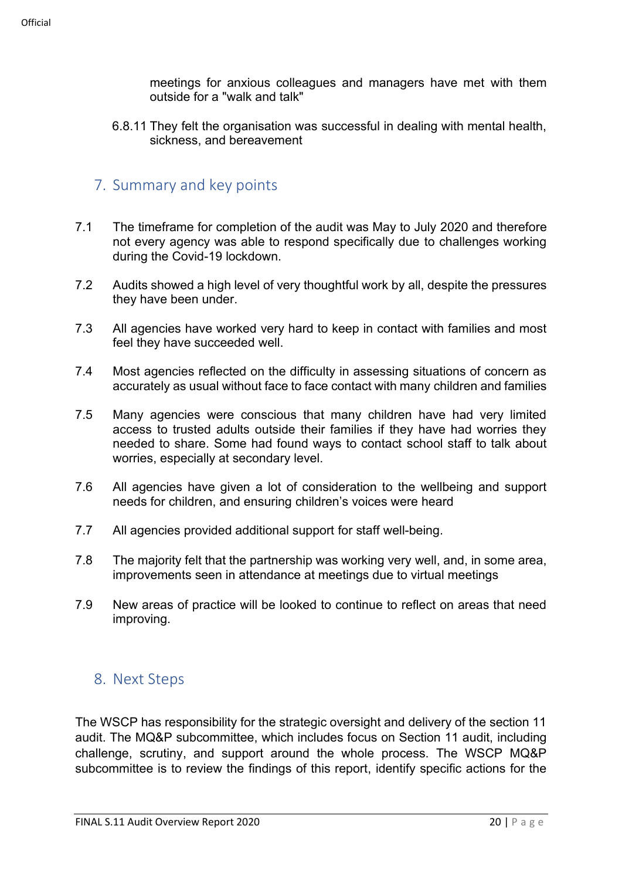meetings for anxious colleagues and managers have met with them outside for a "walk and talk"

6.8.11 They felt the organisation was successful in dealing with mental health, sickness, and bereavement

## 7. Summary and key points

7.1 The timeframe for completion of the audit was May to July 2020 and therefore not every agency was able to respond specifically due to challenges working during the Covid-19 lockdown.

7.2 Audits showed a high level of very thoughtful work by all, despite the pressures they have been under.

7.3 All agencies have worked very hard to keep in contact with families and most feel they have succeeded well.

7.4 Most agencies reflected on the difficulty in assessing situations of concern as accurately as usual without face to face contact with many children and families

7.5 Many agencies were conscious that many children have had very limited access to trusted adults outside their families if they have had worries they needed to share. Some had found ways to contact school staff to talk about worries, especially at secondary level.

7.6 All agencies have given a lot of consideration to the wellbeing and support needs for children, and ensuring children's voices were heard

7.7 All agencies provided additional support for staff well-being.

7.8 The majority felt that the partnership was working very well, and, in some area, improvements seen in attendance at meetings due to virtual meetings

7.9 New areas of practice will be looked to continue to reflect on areas that need improving.

## 8. Next Steps

The WSCP has responsibility for the strategic oversight and delivery of the section 11 audit. The MQ&P subcommittee, which includes focus on Section 11 audit, including challenge, scrutiny, and support around the whole process. The WSCP MQ&P subcommittee is to review the findings of this report, identify specific actions for the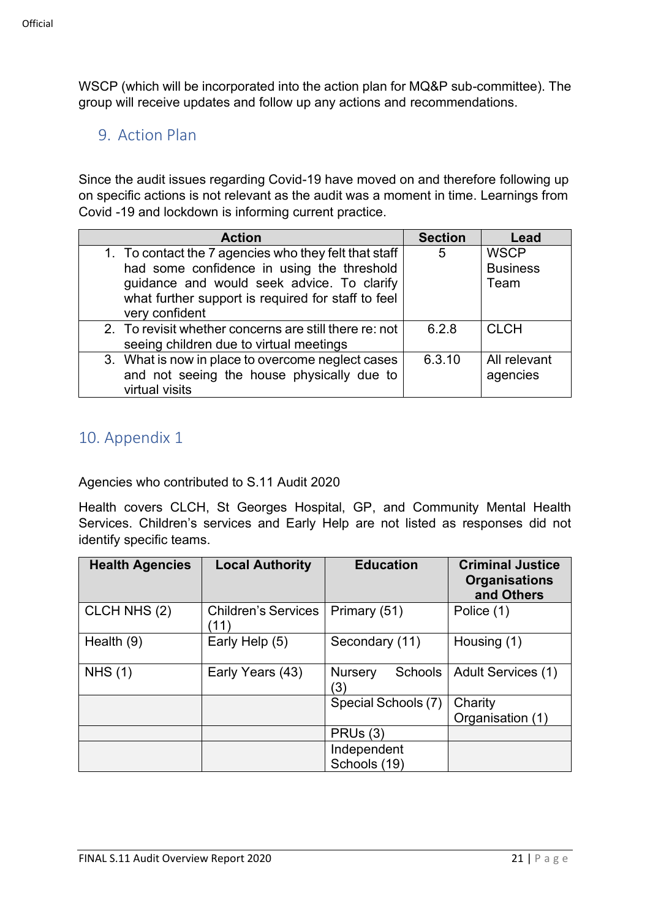WSCP (which will be incorporated into the action plan for MQ&P sub-committee). The group will receive updates and follow up any actions and recommendations.

## 9. Action Plan

Since the audit issues regarding Covid-19 have moved on and therefore following up on specific actions is not relevant as the audit was a moment in time. Learnings from Covid -19 and lockdown is informing current practice.

| Action | Section | Lead |
|---|---|---|
| 1. To contact the 7 agencies who they felt that staff had some confidence in using the threshold guidance and would seek advice. To clarify what further support is required for staff to feel very confident | 5 | WSCP Business Team |
| 2. To revisit whether concerns are still there re: not seeing children due to virtual meetings | 6.2.8 | CLCH |
| 3. What is now in place to overcome neglect cases and not seeing the house physically due to virtual visits | 6.3.10 | All relevant agencies |

## 10. Appendix 1

Agencies who contributed to S.11 Audit 2020

Health covers CLCH, St Georges Hospital, GP, and Community Mental Health Services. Children's services and Early Help are not listed as responses did not identify specific teams.

| Health Agencies | Local Authority | Education | Criminal Justice Organisations and Others |
|---|---|---|---|
| CLCH NHS (2) | Children's Services (11) | Primary (51) | Police (1) |
| Health (9) | Early Help (5) | Secondary (11) | Housing (1) |
| NHS (1) | Early Years (43) | Nursery Schools (3) | Adult Services (1) |
| | | Special Schools (7) | Charity Organisation (1) |
| | | PRUs (3) | |
| | | Independent Schools (19) | |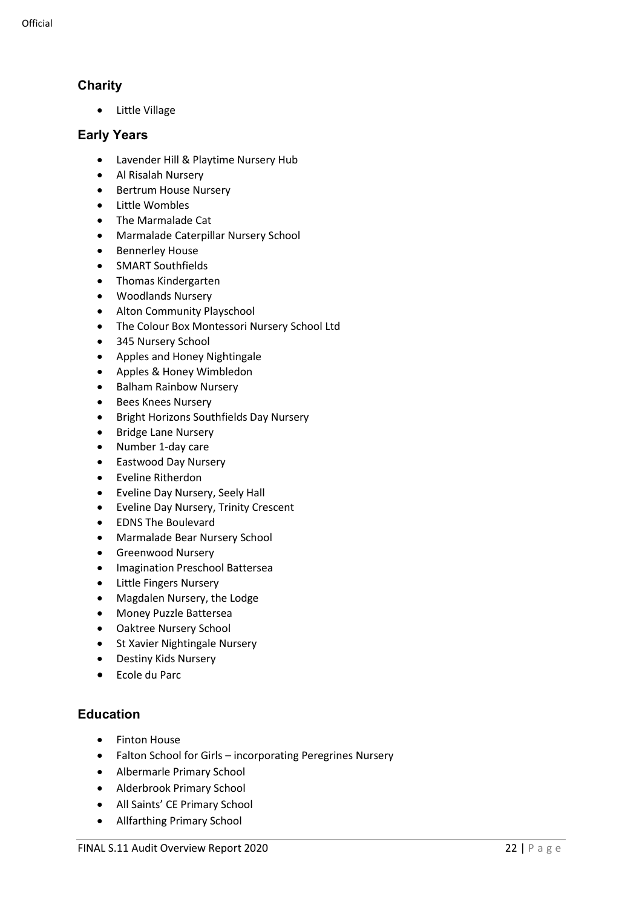## Charity

- Little Village

## Early Years

- Lavender Hill & Playtime Nursery Hub
- Al Risalah Nursery
- Bertrum House Nursery
- Little Wombles
- The Marmalade Cat
- Marmalade Caterpillar Nursery School
- Bennerley House
- SMART Southfields
- Thomas Kindergarten
- Woodlands Nursery
- Alton Community Playschool
- The Colour Box Montessori Nursery School Ltd
- 345 Nursery School
- Apples and Honey Nightingale
- Apples & Honey Wimbledon
- Balham Rainbow Nursery
- Bees Knees Nursery
- Bright Horizons Southfields Day Nursery
- Bridge Lane Nursery
- Number 1-day care
- Eastwood Day Nursery
- Eveline Ritherdon
- Eveline Day Nursery, Seely Hall
- Eveline Day Nursery, Trinity Crescent
- EDNS The Boulevard
- Marmalade Bear Nursery School
- Greenwood Nursery
- Imagination Preschool Battersea
- Little Fingers Nursery
- Magdalen Nursery, the Lodge
- Money Puzzle Battersea
- Oaktree Nursery School
- St Xavier Nightingale Nursery
- Destiny Kids Nursery
- Ecole du Parc

## Education

- Finton House
- Falton School for Girls – incorporating Peregrines Nursery
- Albermarle Primary School
- Alderbrook Primary School
- All Saints' CE Primary School
- Allfarthing Primary School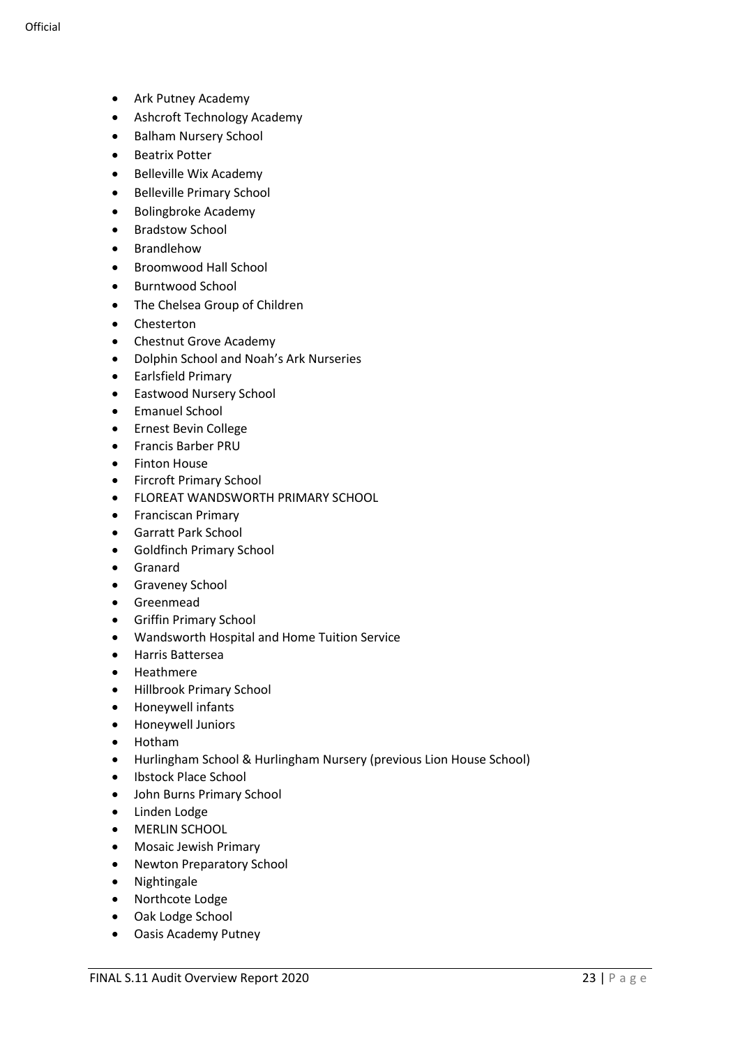- Ark Putney Academy
- Ashcroft Technology Academy
- Balham Nursery School
- Beatrix Potter
- Belleville Wix Academy
- Belleville Primary School
- Bolingbroke Academy
- Bradstow School
- Brandlehow
- Broomwood Hall School
- Burntwood School
- The Chelsea Group of Children
- Chesterton
- Chestnut Grove Academy
- Dolphin School and Noah's Ark Nurseries
- Earlsfield Primary
- Eastwood Nursery School
- Emanuel School
- Ernest Bevin College
- Francis Barber PRU
- Finton House
- Fircroft Primary School
- FLOREAT WANDSWORTH PRIMARY SCHOOL
- Franciscan Primary
- Garratt Park School
- Goldfinch Primary School
- Granard
- Graveney School
- Greenmead
- Griffin Primary School
- Wandsworth Hospital and Home Tuition Service
- Harris Battersea
- Heathmere
- Hillbrook Primary School
- Honeywell infants
- Honeywell Juniors
- Hotham
- Hurlingham School & Hurlingham Nursery (previous Lion House School)
- Ibstock Place School
- John Burns Primary School
- Linden Lodge
- MERLIN SCHOOL
- Mosaic Jewish Primary
- Newton Preparatory School
- Nightingale
- Northcote Lodge
- Oak Lodge School
- Oasis Academy Putney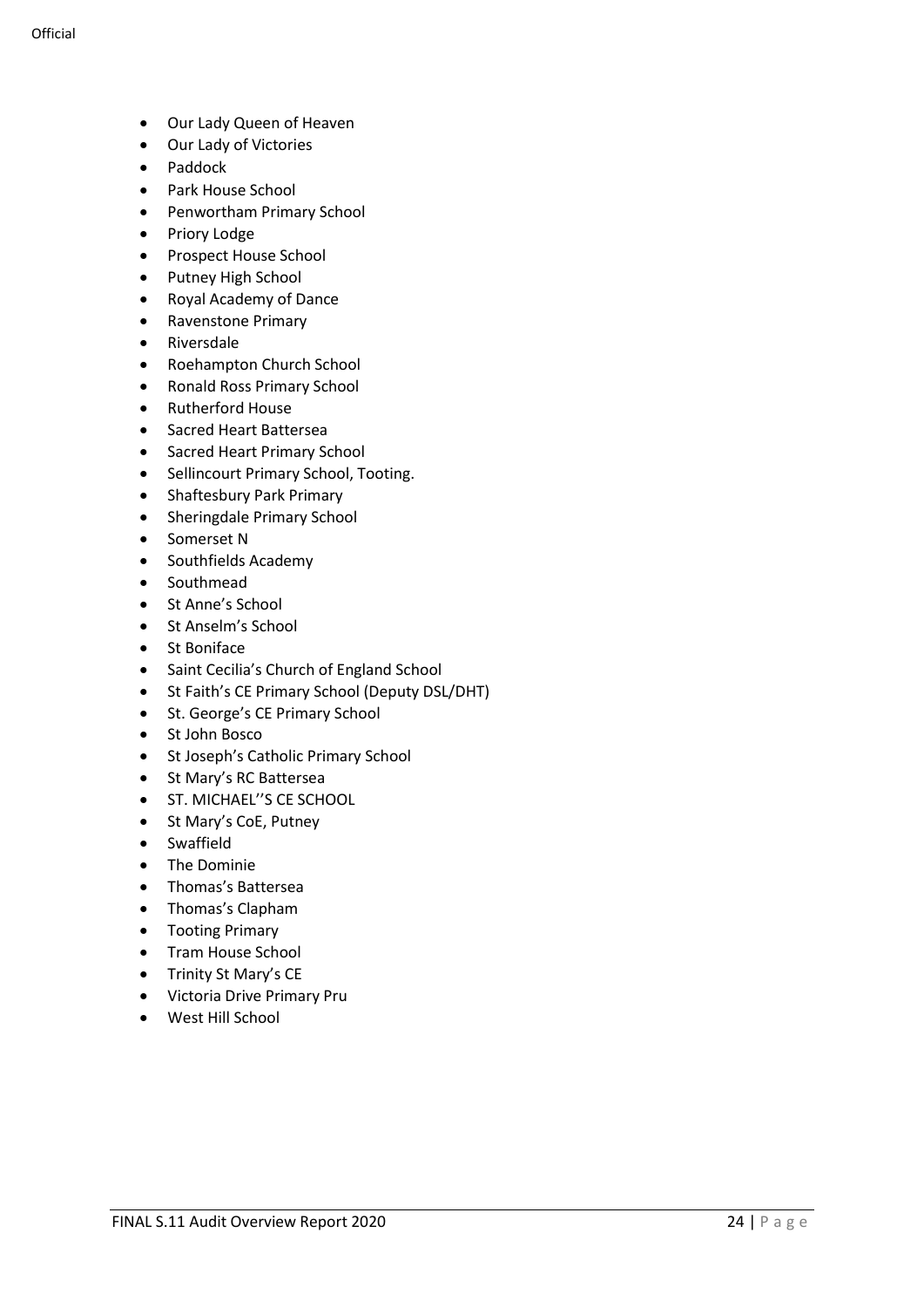- Our Lady Queen of Heaven
- Our Lady of Victories
- Paddock
- Park House School
- Penwortham Primary School
- Priory Lodge
- Prospect House School
- Putney High School
- Royal Academy of Dance
- Ravenstone Primary
- Riversdale
- Roehampton Church School
- Ronald Ross Primary School
- Rutherford House
- Sacred Heart Battersea
- Sacred Heart Primary School
- Sellincourt Primary School, Tooting.
- Shaftesbury Park Primary
- Sheringdale Primary School
- Somerset N
- Southfields Academy
- Southmead
- St Anne's School
- St Anselm's School
- St Boniface
- Saint Cecilia's Church of England School
- St Faith's CE Primary School (Deputy DSL/DHT)
- St. George's CE Primary School
- St John Bosco
- St Joseph's Catholic Primary School
- St Mary's RC Battersea
- ST. MICHAEL''S CE SCHOOL
- St Mary's CoE, Putney
- Swaffield
- The Dominie
- Thomas's Battersea
- Thomas's Clapham
- Tooting Primary
- Tram House School
- Trinity St Mary's CE
- Victoria Drive Primary Pru
- West Hill School